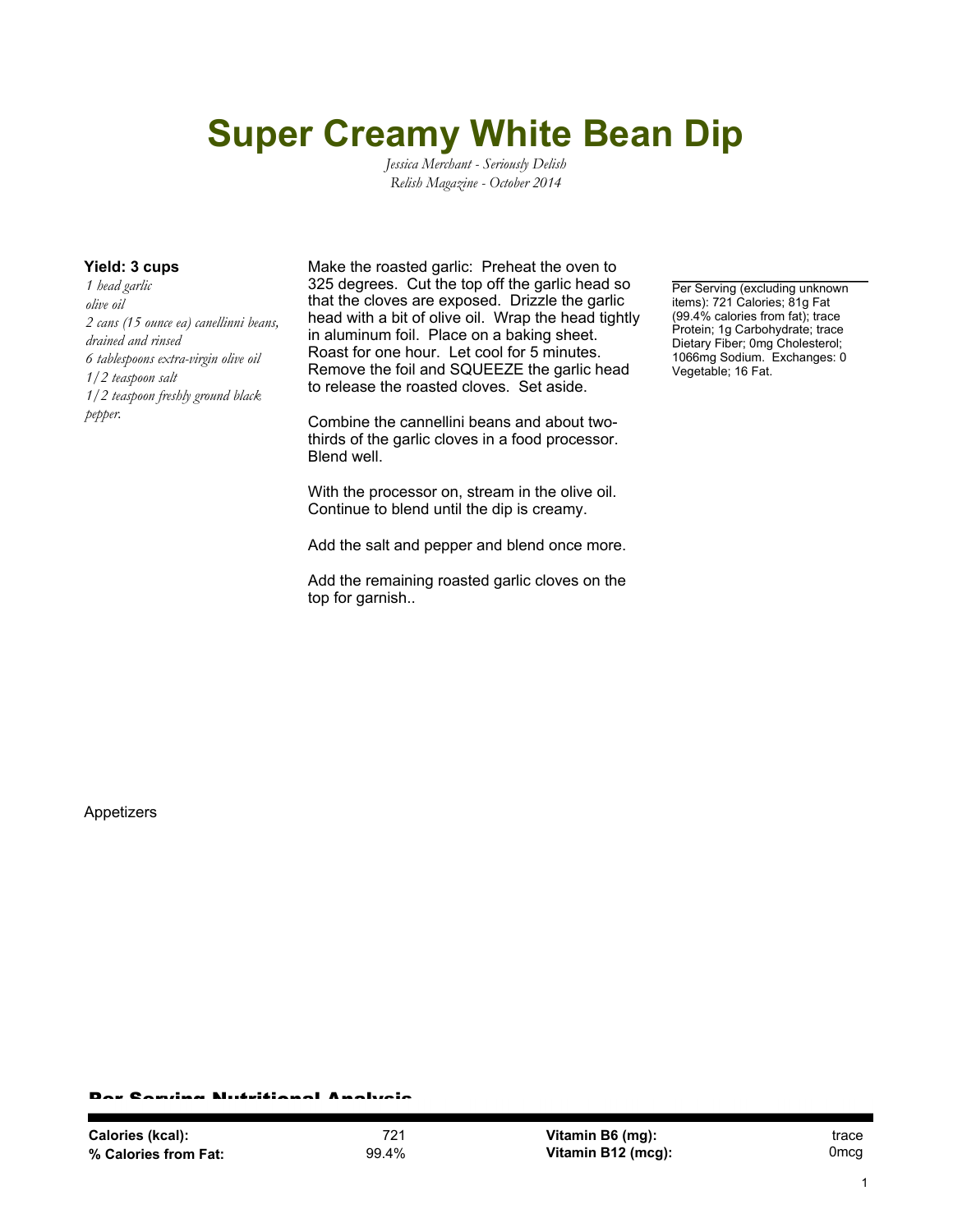# Super Creamy White Bean Dip

*Jessica Merchant - Seriously Delish*
*Relish Magazine - October 2014*

**Yield: 3 cups**

*1 head garlic*
*olive oil*
*2 cans (15 ounce ea) canellinni beans, drained and rinsed*
*6 tablespoons extra-virgin olive oil*
*1/2 teaspoon salt*
*1/2 teaspoon freshly ground black pepper.*

Make the roasted garlic: Preheat the oven to 325 degrees. Cut the top off the garlic head so that the cloves are exposed. Drizzle the garlic head with a bit of olive oil. Wrap the head tightly in aluminum foil. Place on a baking sheet. Roast for one hour. Let cool for 5 minutes. Remove the foil and SQUEEZE the garlic head to release the roasted cloves. Set aside.

Combine the cannellini beans and about two-thirds of the garlic cloves in a food processor. Blend well.

With the processor on, stream in the olive oil. Continue to blend until the dip is creamy.

Add the salt and pepper and blend once more.

Add the remaining roasted garlic cloves on the top for garnish..

Per Serving (excluding unknown items): 721 Calories; 81g Fat (99.4% calories from fat); trace Protein; 1g Carbohydrate; trace Dietary Fiber; 0mg Cholesterol; 1066mg Sodium. Exchanges: 0 Vegetable; 16 Fat.

Appetizers

## Per Serving Nutritional Analysis

| | | | |
|---|---|---|---|
| **Calories (kcal):** | 721 | **Vitamin B6 (mg):** | trace |
| **% Calories from Fat:** | 99.4% | **Vitamin B12 (mcg):** | 0mcg |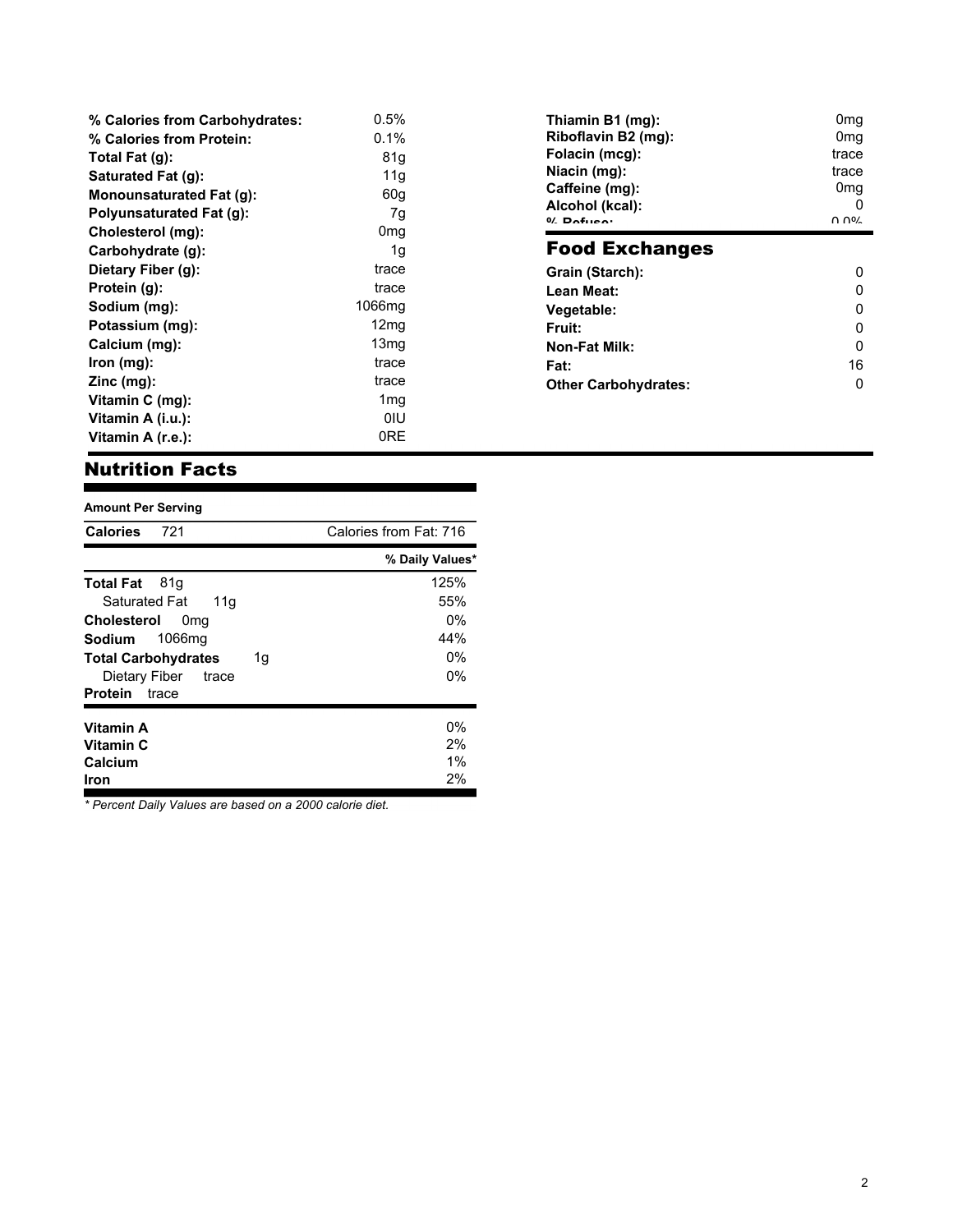| | |
|---|---|
| **% Calories from Carbohydrates:** | 0.5% |
| **% Calories from Protein:** | 0.1% |
| **Total Fat (g):** | 81g |
| **Saturated Fat (g):** | 11g |
| **Monounsaturated Fat (g):** | 60g |
| **Polyunsaturated Fat (g):** | 7g |
| **Cholesterol (mg):** | 0mg |
| **Carbohydrate (g):** | 1g |
| **Dietary Fiber (g):** | trace |
| **Protein (g):** | trace |
| **Sodium (mg):** | 1066mg |
| **Potassium (mg):** | 12mg |
| **Calcium (mg):** | 13mg |
| **Iron (mg):** | trace |
| **Zinc (mg):** | trace |
| **Vitamin C (mg):** | 1mg |
| **Vitamin A (i.u.):** | 0IU |
| **Vitamin A (r.e.):** | 0RE |
| **Thiamin B1 (mg):** | 0mg |
| **Riboflavin B2 (mg):** | 0mg |
| **Folacin (mcg):** | trace |
| **Niacin (mg):** | trace |
| **Caffeine (mg):** | 0mg |
| **Alcohol (kcal):** | 0 |
| **% Refuse:** | 0.0% |

## Food Exchanges

| | |
|---|---|
| **Grain (Starch):** | 0 |
| **Lean Meat:** | 0 |
| **Vegetable:** | 0 |
| **Fruit:** | 0 |
| **Non-Fat Milk:** | 0 |
| **Fat:** | 16 |
| **Other Carbohydrates:** | 0 |

## Nutrition Facts

**Amount Per Serving**

| | |
|---|---|
| **Calories** 721 | Calories from Fat: 716 |
| | **% Daily Values*** |
| **Total Fat** 81g | 125% |
| Saturated Fat 11g | 55% |
| **Cholesterol** 0mg | 0% |
| **Sodium** 1066mg | 44% |
| **Total Carbohydrates** 1g | 0% |
| Dietary Fiber trace | 0% |
| **Protein** trace | |
| **Vitamin A** | 0% |
| **Vitamin C** | 2% |
| **Calcium** | 1% |
| **Iron** | 2% |

*\* Percent Daily Values are based on a 2000 calorie diet.*